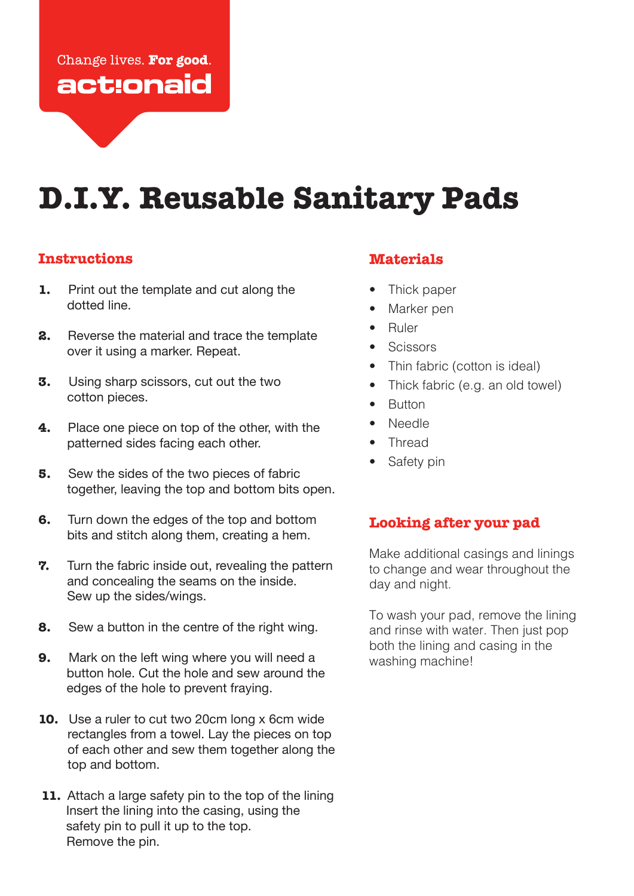Change lives. **For good.**

actionaid

# D.I.Y. Reusable Sanitary Pads

## Instructions

1. Print out the template and cut along the dotted line.
2. Reverse the material and trace the template over it using a marker. Repeat.
3. Using sharp scissors, cut out the two cotton pieces.
4. Place one piece on top of the other, with the patterned sides facing each other.
5. Sew the sides of the two pieces of fabric together, leaving the top and bottom bits open.
6. Turn down the edges of the top and bottom bits and stitch along them, creating a hem.
7. Turn the fabric inside out, revealing the pattern and concealing the seams on the inside. Sew up the sides/wings.
8. Sew a button in the centre of the right wing.
9. Mark on the left wing where you will need a button hole. Cut the hole and sew around the edges of the hole to prevent fraying.
10. Use a ruler to cut two 20cm long x 6cm wide rectangles from a towel. Lay the pieces on top of each other and sew them together along the top and bottom.
11. Attach a large safety pin to the top of the lining Insert the lining into the casing, using the safety pin to pull it up to the top. Remove the pin.

## Materials

- Thick paper
- Marker pen
- Ruler
- Scissors
- Thin fabric (cotton is ideal)
- Thick fabric (e.g. an old towel)
- Button
- Needle
- Thread
- Safety pin

## Looking after your pad

Make additional casings and linings to change and wear throughout the day and night.

To wash your pad, remove the lining and rinse with water. Then just pop both the lining and casing in the washing machine!